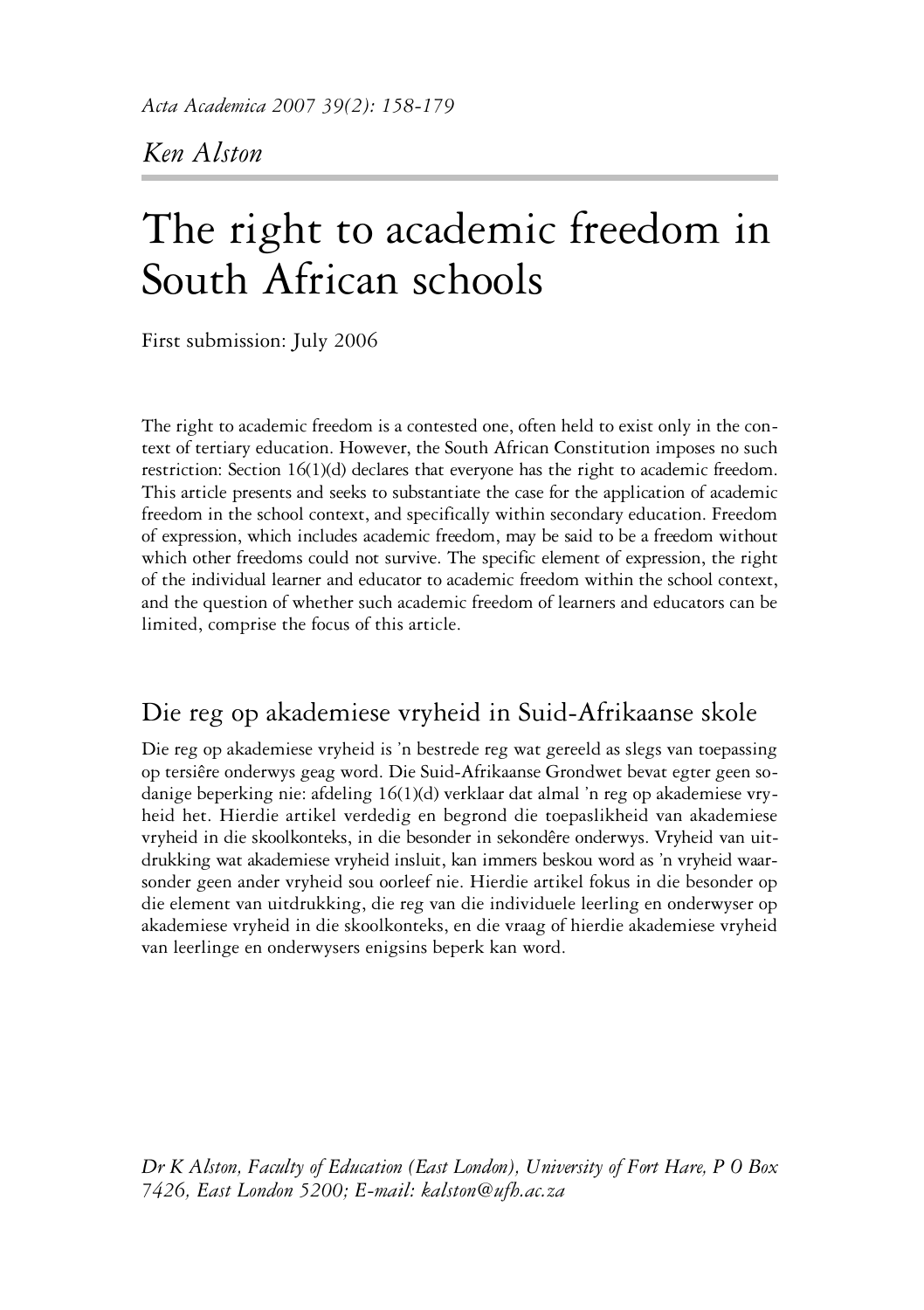*Acta Academica 2007 39(2): 158-179*

*Ken Alston*

# The right to academic freedom in South African schools

First submission: July 2006

The right to academic freedom is a contested one, often held to exist only in the context of tertiary education. However, the South African Constitution imposes no such restriction: Section 16(1)(d) declares that everyone has the right to academic freedom. This article presents and seeks to substantiate the case for the application of academic freedom in the school context, and specifically within secondary education. Freedom of expression, which includes academic freedom, may be said to be a freedom without which other freedoms could not survive. The specific element of expression, the right of the individual learner and educator to academic freedom within the school context, and the question of whether such academic freedom of learners and educators can be limited, comprise the focus of this article.

## Die reg op akademiese vryheid in Suid-Afrikaanse skole

Die reg op akademiese vryheid is 'n bestrede reg wat gereeld as slegs van toepassing op tersiêre onderwys geag word. Die Suid-Afrikaanse Grondwet bevat egter geen sodanige beperking nie: afdeling 16(1)(d) verklaar dat almal 'n reg op akademiese vryheid het. Hierdie artikel verdedig en begrond die toepaslikheid van akademiese vryheid in die skoolkonteks, in die besonder in sekondêre onderwys. Vryheid van uitdrukking wat akademiese vryheid insluit, kan immers beskou word as 'n vryheid waarsonder geen ander vryheid sou oorleef nie. Hierdie artikel fokus in die besonder op die element van uitdrukking, die reg van die individuele leerling en onderwyser op akademiese vryheid in die skoolkonteks, en die vraag of hierdie akademiese vryheid van leerlinge en onderwysers enigsins beperk kan word.

*Dr K Alston, Faculty of Education (East London), University of Fort Hare, P O Box 7426, East London 5200; E-mail: kalston@ufh.ac.za*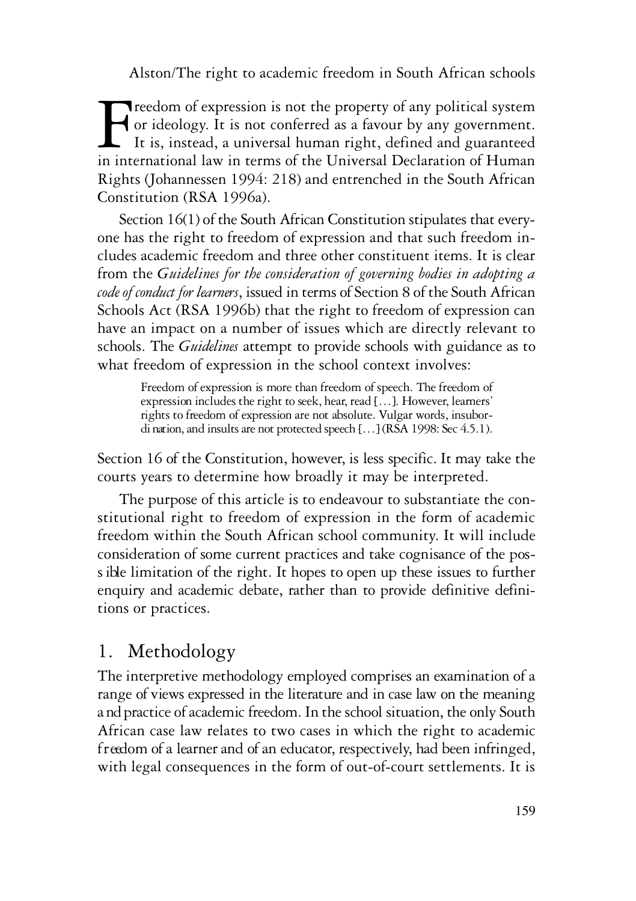Freedom of expression is not the property of any political system or ideology. It is not conferred as a favour by any government. It is, instead, a universal human right, defined and guaranteed in international law in terms of the Universal Declaration of Human Rights (Johannessen 1994: 218) and entrenched in the South African Constitution (RSA 1996a).

Section 16(1) of the South African Constitution stipulates that everyone has the right to freedom of expression and that such freedom includes academic freedom and three other constituent items. It is clear from the *Guidelines for the consideration of governing bodies in adopting a code of conduct for learners*, issued in terms of Section 8 of the South African Schools Act (RSA 1996b) that the right to freedom of expression can have an impact on a number of issues which are directly relevant to schools. The *Guidelines* attempt to provide schools with guidance as to what freedom of expression in the school context involves:

> Freedom of expression is more than freedom of speech. The freedom of expression includes the right to seek, hear, read [...]. However, learners' rights to freedom of expression are not absolute. Vulgar words, insubordination, and insults are not protected speech [...] (RSA 1998: Sec 4.5.1).

Section 16 of the Constitution, however, is less specific. It may take the courts years to determine how broadly it may be interpreted.

The purpose of this article is to endeavour to substantiate the constitutional right to freedom of expression in the form of academic freedom within the South African school community. It will include consideration of some current practices and take cognisance of the possible limitation of the right. It hopes to open up these issues to further enquiry and academic debate, rather than to provide definitive definitions or practices.

## 1. Methodology

The interpretive methodology employed comprises an examination of a range of views expressed in the literature and in case law on the meaning and practice of academic freedom. In the school situation, the only South African case law relates to two cases in which the right to academic freedom of a learner and of an educator, respectively, had been infringed, with legal consequences in the form of out-of-court settlements. It is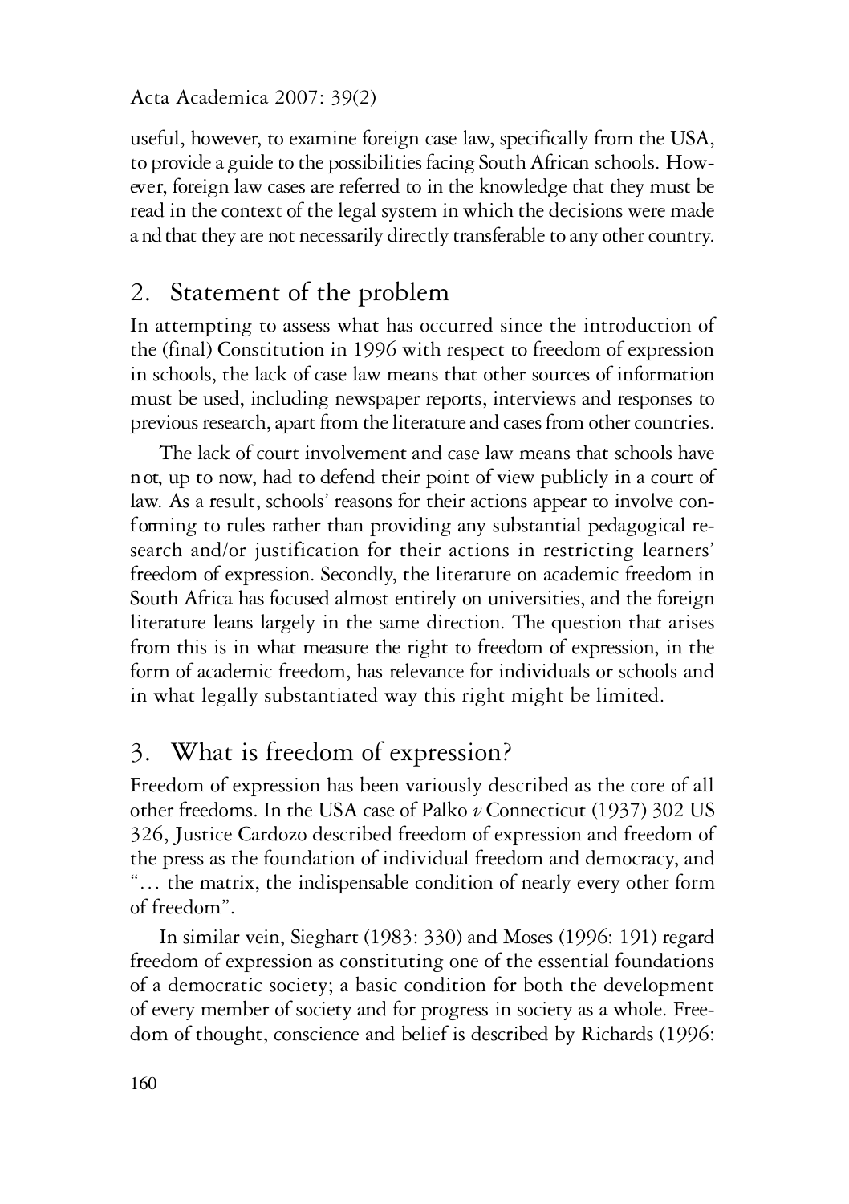useful, however, to examine foreign case law, specifically from the USA, to provide a guide to the possibilities facing South African schools. However, foreign law cases are referred to in the knowledge that they must be read in the context of the legal system in which the decisions were made and that they are not necessarily directly transferable to any other country.

## 2. Statement of the problem

In attempting to assess what has occurred since the introduction of the (final) Constitution in 1996 with respect to freedom of expression in schools, the lack of case law means that other sources of information must be used, including newspaper reports, interviews and responses to previous research, apart from the literature and cases from other countries.

The lack of court involvement and case law means that schools have not, up to now, had to defend their point of view publicly in a court of law. As a result, schools' reasons for their actions appear to involve conforming to rules rather than providing any substantial pedagogical research and/or justification for their actions in restricting learners' freedom of expression. Secondly, the literature on academic freedom in South Africa has focused almost entirely on universities, and the foreign literature leans largely in the same direction. The question that arises from this is in what measure the right to freedom of expression, in the form of academic freedom, has relevance for individuals or schools and in what legally substantiated way this right might be limited.

## 3. What is freedom of expression?

Freedom of expression has been variously described as the core of all other freedoms. In the USA case of Palko *v* Connecticut (1937) 302 US 326, Justice Cardozo described freedom of expression and freedom of the press as the foundation of individual freedom and democracy, and "… the matrix, the indispensable condition of nearly every other form of freedom".

In similar vein, Sieghart (1983: 330) and Moses (1996: 191) regard freedom of expression as constituting one of the essential foundations of a democratic society; a basic condition for both the development of every member of society and for progress in society as a whole. Freedom of thought, conscience and belief is described by Richards (1996: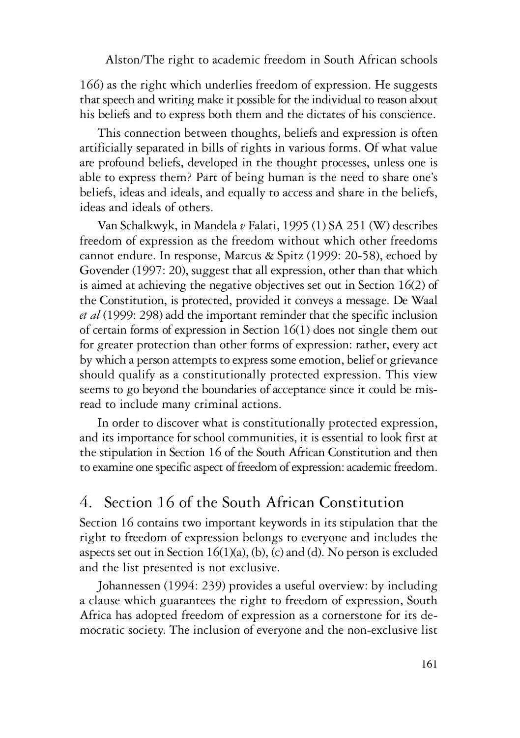166) as the right which underlies freedom of expression. He suggests that speech and writing make it possible for the individual to reason about his beliefs and to express both them and the dictates of his conscience.

This connection between thoughts, beliefs and expression is often artificially separated in bills of rights in various forms. Of what value are profound beliefs, developed in the thought processes, unless one is able to express them? Part of being human is the need to share one's beliefs, ideas and ideals, and equally to access and share in the beliefs, ideas and ideals of others.

Van Schalkwyk, in Mandela *v* Falati, 1995 (1) SA 251 (W) describes freedom of expression as the freedom without which other freedoms cannot endure. In response, Marcus & Spitz (1999: 20-58), echoed by Govender (1997: 20), suggest that all expression, other than that which is aimed at achieving the negative objectives set out in Section 16(2) of the Constitution, is protected, provided it conveys a message. De Waal *et al* (1999: 298) add the important reminder that the specific inclusion of certain forms of expression in Section 16(1) does not single them out for greater protection than other forms of expression: rather, every act by which a person attempts to express some emotion, belief or grievance should qualify as a constitutionally protected expression. This view seems to go beyond the boundaries of acceptance since it could be misread to include many criminal actions.

In order to discover what is constitutionally protected expression, and its importance for school communities, it is essential to look first at the stipulation in Section 16 of the South African Constitution and then to examine one specific aspect of freedom of expression: academic freedom.

## 4. Section 16 of the South African Constitution

Section 16 contains two important keywords in its stipulation that the right to freedom of expression belongs to everyone and includes the aspects set out in Section 16(1)(a), (b), (c) and (d). No person is excluded and the list presented is not exclusive.

Johannessen (1994: 239) provides a useful overview: by including a clause which guarantees the right to freedom of expression, South Africa has adopted freedom of expression as a cornerstone for its democratic society. The inclusion of everyone and the non-exclusive list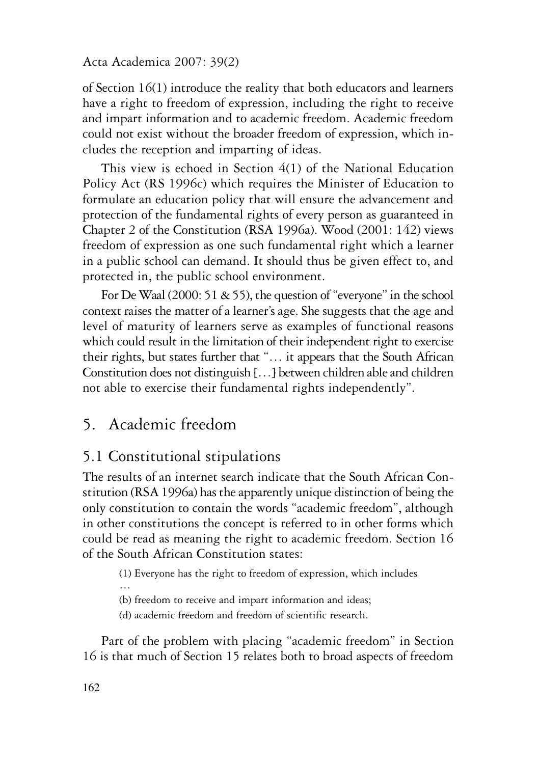of Section 16(1) introduce the reality that both educators and learners have a right to freedom of expression, including the right to receive and impart information and to academic freedom. Academic freedom could not exist without the broader freedom of expression, which includes the reception and imparting of ideas.

This view is echoed in Section 4(1) of the National Education Policy Act (RS 1996c) which requires the Minister of Education to formulate an education policy that will ensure the advancement and protection of the fundamental rights of every person as guaranteed in Chapter 2 of the Constitution (RSA 1996a). Wood (2001: 142) views freedom of expression as one such fundamental right which a learner in a public school can demand. It should thus be given effect to, and protected in, the public school environment.

For De Waal (2000: 51 & 55), the question of "everyone" in the school context raises the matter of a learner's age. She suggests that the age and level of maturity of learners serve as examples of functional reasons which could result in the limitation of their independent right to exercise their rights, but states further that "… it appears that the South African Constitution does not distinguish […] between children able and children not able to exercise their fundamental rights independently".

## 5. Academic freedom

### 5.1 Constitutional stipulations

The results of an internet search indicate that the South African Constitution (RSA 1996a) has the apparently unique distinction of being the only constitution to contain the words "academic freedom", although in other constitutions the concept is referred to in other forms which could be read as meaning the right to academic freedom. Section 16 of the South African Constitution states:

> (1) Everyone has the right to freedom of expression, which includes
>
> …
>
> (b) freedom to receive and impart information and ideas;
>
> (d) academic freedom and freedom of scientific research.

Part of the problem with placing "academic freedom" in Section 16 is that much of Section 15 relates both to broad aspects of freedom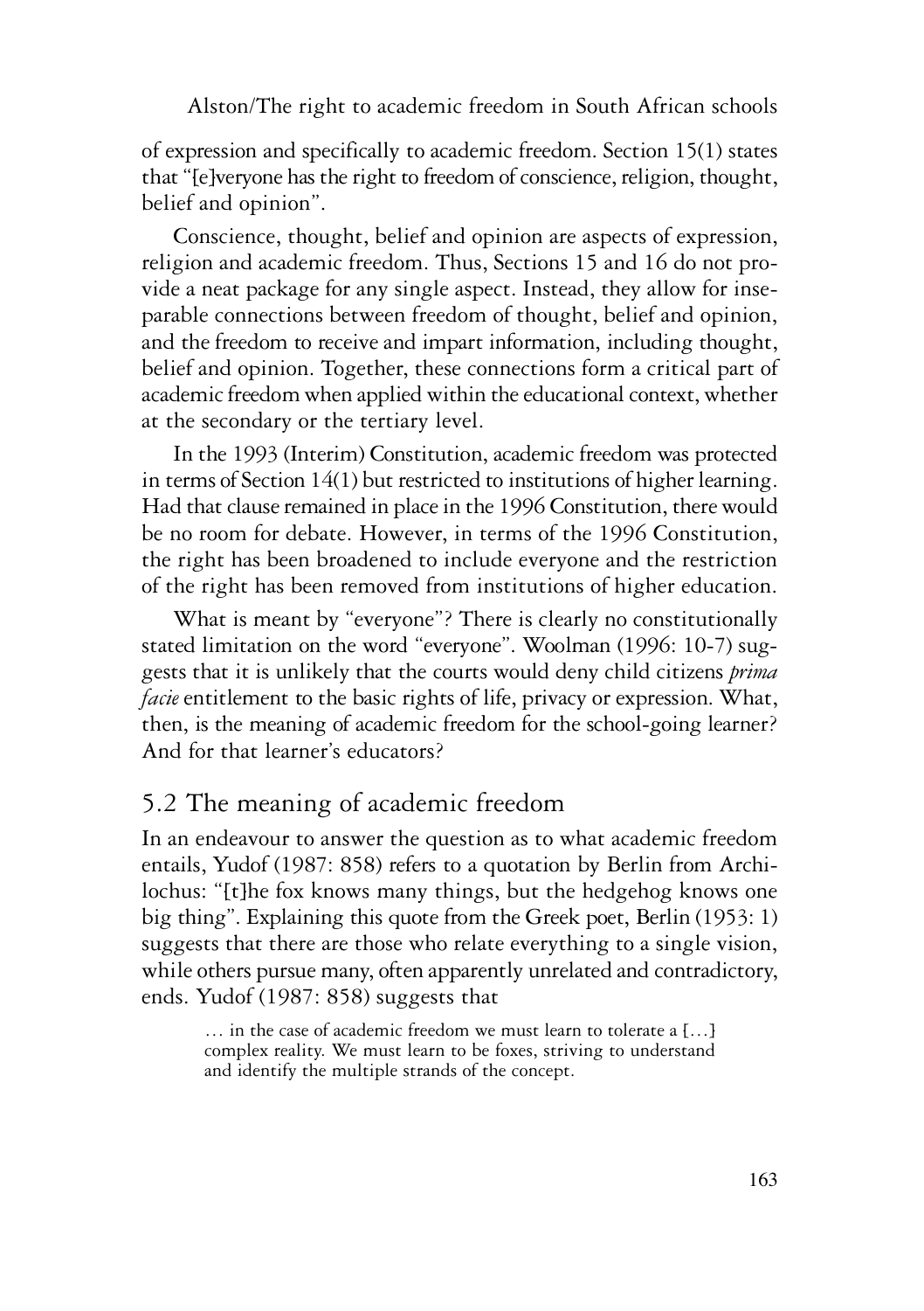of expression and specifically to academic freedom. Section 15(1) states that "[e]veryone has the right to freedom of conscience, religion, thought, belief and opinion".

Conscience, thought, belief and opinion are aspects of expression, religion and academic freedom. Thus, Sections 15 and 16 do not provide a neat package for any single aspect. Instead, they allow for inseparable connections between freedom of thought, belief and opinion, and the freedom to receive and impart information, including thought, belief and opinion. Together, these connections form a critical part of academic freedom when applied within the educational context, whether at the secondary or the tertiary level.

In the 1993 (Interim) Constitution, academic freedom was protected in terms of Section 14(1) but restricted to institutions of higher learning. Had that clause remained in place in the 1996 Constitution, there would be no room for debate. However, in terms of the 1996 Constitution, the right has been broadened to include everyone and the restriction of the right has been removed from institutions of higher education.

What is meant by "everyone"? There is clearly no constitutionally stated limitation on the word "everyone". Woolman (1996: 10-7) suggests that it is unlikely that the courts would deny child citizens *prima facie* entitlement to the basic rights of life, privacy or expression. What, then, is the meaning of academic freedom for the school-going learner? And for that learner's educators?

## 5.2 The meaning of academic freedom

In an endeavour to answer the question as to what academic freedom entails, Yudof (1987: 858) refers to a quotation by Berlin from Archilochus: "[t]he fox knows many things, but the hedgehog knows one big thing". Explaining this quote from the Greek poet, Berlin (1953: 1) suggests that there are those who relate everything to a single vision, while others pursue many, often apparently unrelated and contradictory, ends. Yudof (1987: 858) suggests that

> … in the case of academic freedom we must learn to tolerate a […] complex reality. We must learn to be foxes, striving to understand and identify the multiple strands of the concept.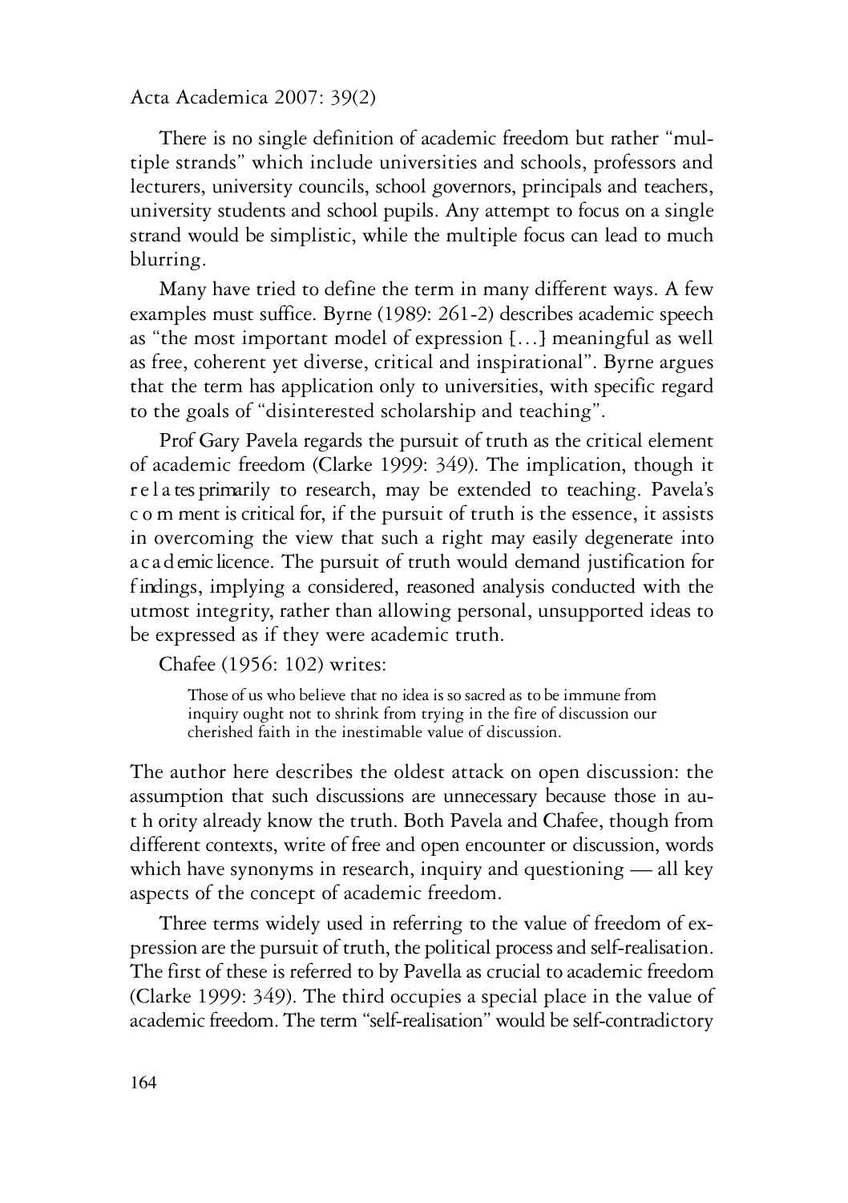There is no single definition of academic freedom but rather "multiple strands" which include universities and schools, professors and lecturers, university councils, school governors, principals and teachers, university students and school pupils. Any attempt to focus on a single strand would be simplistic, while the multiple focus can lead to much blurring.

Many have tried to define the term in many different ways. A few examples must suffice. Byrne (1989: 261-2) describes academic speech as "the most important model of expression [...] meaningful as well as free, coherent yet diverse, critical and inspirational". Byrne argues that the term has application only to universities, with specific regard to the goals of "disinterested scholarship and teaching".

Prof Gary Pavela regards the pursuit of truth as the critical element of academic freedom (Clarke 1999: 349). The implication, though it relates primarily to research, may be extended to teaching. Pavela's comment is critical for, if the pursuit of truth is the essence, it assists in overcoming the view that such a right may easily degenerate into academic licence. The pursuit of truth would demand justification for findings, implying a considered, reasoned analysis conducted with the utmost integrity, rather than allowing personal, unsupported ideas to be expressed as if they were academic truth.

Chafee (1956: 102) writes:

> Those of us who believe that no idea is so sacred as to be immune from inquiry ought not to shrink from trying in the fire of discussion our cherished faith in the inestimable value of discussion.

The author here describes the oldest attack on open discussion: the assumption that such discussions are unnecessary because those in authority already know the truth. Both Pavela and Chafee, though from different contexts, write of free and open encounter or discussion, words which have synonyms in research, inquiry and questioning — all key aspects of the concept of academic freedom.

Three terms widely used in referring to the value of freedom of expression are the pursuit of truth, the political process and self-realisation. The first of these is referred to by Pavella as crucial to academic freedom (Clarke 1999: 349). The third occupies a special place in the value of academic freedom. The term "self-realisation" would be self-contradictory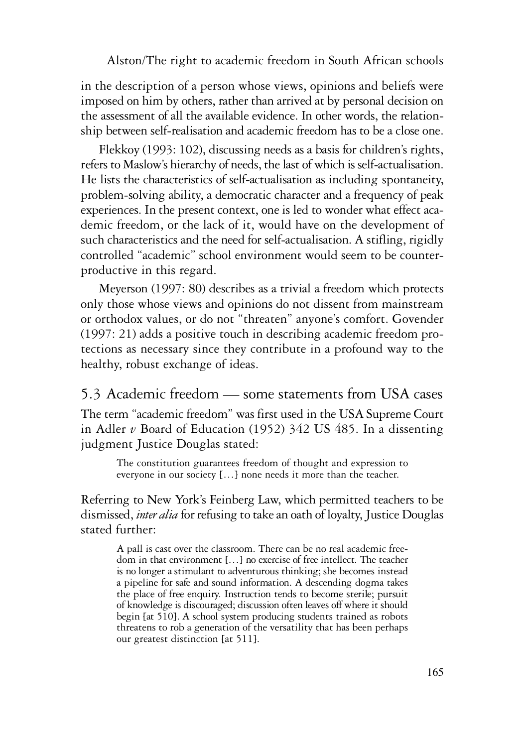in the description of a person whose views, opinions and beliefs were imposed on him by others, rather than arrived at by personal decision on the assessment of all the available evidence. In other words, the relationship between self-realisation and academic freedom has to be a close one.

Flekkoy (1993: 102), discussing needs as a basis for children's rights, refers to Maslow's hierarchy of needs, the last of which is self-actualisation. He lists the characteristics of self-actualisation as including spontaneity, problem-solving ability, a democratic character and a frequency of peak experiences. In the present context, one is led to wonder what effect academic freedom, or the lack of it, would have on the development of such characteristics and the need for self-actualisation. A stifling, rigidly controlled "academic" school environment would seem to be counter-productive in this regard.

Meyerson (1997: 80) describes as a trivial a freedom which protects only those whose views and opinions do not dissent from mainstream or orthodox values, or do not "threaten" anyone's comfort. Govender (1997: 21) adds a positive touch in describing academic freedom protections as necessary since they contribute in a profound way to the healthy, robust exchange of ideas.

## 5.3 Academic freedom — some statements from USA cases

The term "academic freedom" was first used in the USA Supreme Court in Adler *v* Board of Education (1952) 342 US 485. In a dissenting judgment Justice Douglas stated:

> The constitution guarantees freedom of thought and expression to everyone in our society [...] none needs it more than the teacher.

Referring to New York's Feinberg Law, which permitted teachers to be dismissed, *inter alia* for refusing to take an oath of loyalty, Justice Douglas stated further:

> A pall is cast over the classroom. There can be no real academic freedom in that environment [...] no exercise of free intellect. The teacher is no longer a stimulant to adventurous thinking; she becomes instead a pipeline for safe and sound information. A descending dogma takes the place of free enquiry. Instruction tends to become sterile; pursuit of knowledge is discouraged; discussion often leaves off where it should begin [at 510]. A school system producing students trained as robots threatens to rob a generation of the versatility that has been perhaps our greatest distinction [at 511].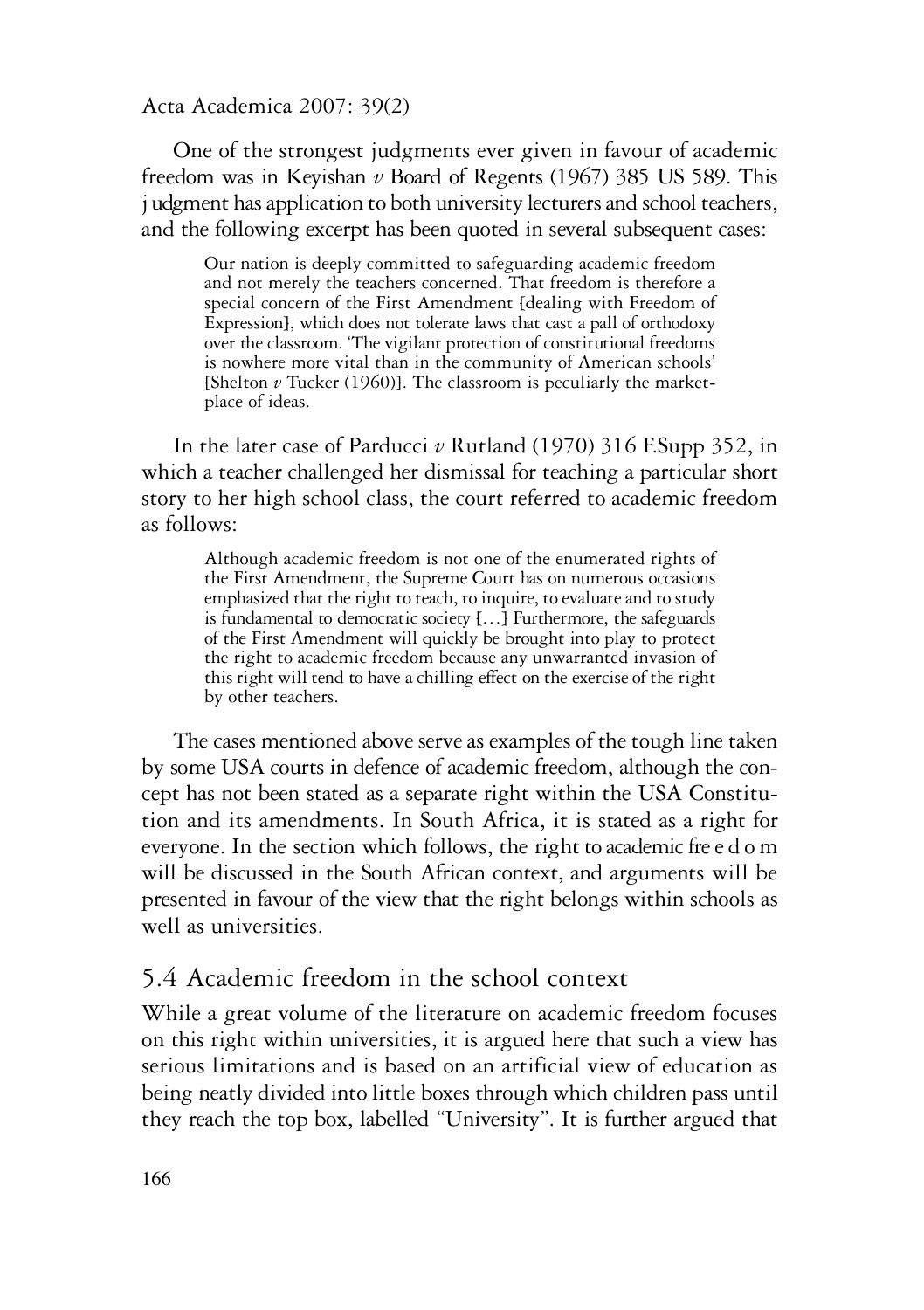One of the strongest judgments ever given in favour of academic freedom was in Keyishan *v* Board of Regents (1967) 385 US 589. This judgment has application to both university lecturers and school teachers, and the following excerpt has been quoted in several subsequent cases:

> Our nation is deeply committed to safeguarding academic freedom and not merely the teachers concerned. That freedom is therefore a special concern of the First Amendment [dealing with Freedom of Expression], which does not tolerate laws that cast a pall of orthodoxy over the classroom. 'The vigilant protection of constitutional freedoms is nowhere more vital than in the community of American schools' [Shelton *v* Tucker (1960)]. The classroom is peculiarly the market-place of ideas.

In the later case of Parducci *v* Rutland (1970) 316 F.Supp 352, in which a teacher challenged her dismissal for teaching a particular short story to her high school class, the court referred to academic freedom as follows:

> Although academic freedom is not one of the enumerated rights of the First Amendment, the Supreme Court has on numerous occasions emphasized that the right to teach, to inquire, to evaluate and to study is fundamental to democratic society [...] Furthermore, the safeguards of the First Amendment will quickly be brought into play to protect the right to academic freedom because any unwarranted invasion of this right will tend to have a chilling effect on the exercise of the right by other teachers.

The cases mentioned above serve as examples of the tough line taken by some USA courts in defence of academic freedom, although the concept has not been stated as a separate right within the USA Constitution and its amendments. In South Africa, it is stated as a right for everyone. In the section which follows, the right to academic freedom will be discussed in the South African context, and arguments will be presented in favour of the view that the right belongs within schools as well as universities.

## 5.4 Academic freedom in the school context

While a great volume of the literature on academic freedom focuses on this right within universities, it is argued here that such a view has serious limitations and is based on an artificial view of education as being neatly divided into little boxes through which children pass until they reach the top box, labelled "University". It is further argued that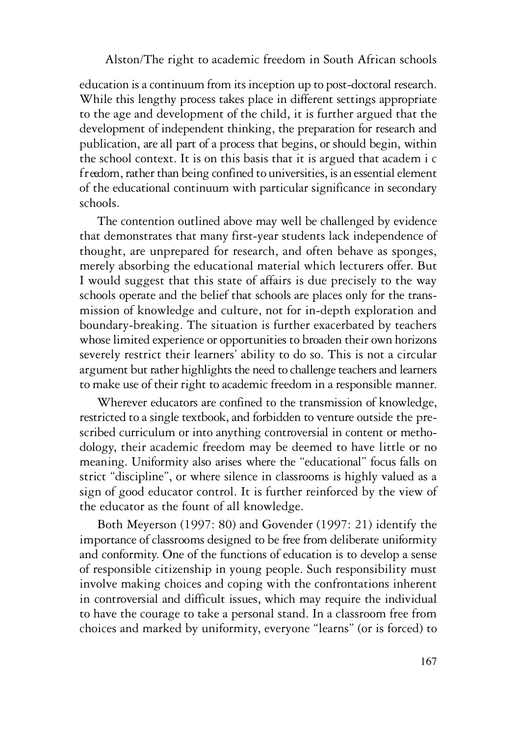education is a continuum from its inception up to post-doctoral research. While this lengthy process takes place in different settings appropriate to the age and development of the child, it is further argued that the development of independent thinking, the preparation for research and publication, are all part of a process that begins, or should begin, within the school context. It is on this basis that it is argued that academic freedom, rather than being confined to universities, is an essential element of the educational continuum with particular significance in secondary schools.

The contention outlined above may well be challenged by evidence that demonstrates that many first-year students lack independence of thought, are unprepared for research, and often behave as sponges, merely absorbing the educational material which lecturers offer. But I would suggest that this state of affairs is due precisely to the way schools operate and the belief that schools are places only for the transmission of knowledge and culture, not for in-depth exploration and boundary-breaking. The situation is further exacerbated by teachers whose limited experience or opportunities to broaden their own horizons severely restrict their learners' ability to do so. This is not a circular argument but rather highlights the need to challenge teachers and learners to make use of their right to academic freedom in a responsible manner.

Wherever educators are confined to the transmission of knowledge, restricted to a single textbook, and forbidden to venture outside the prescribed curriculum or into anything controversial in content or methodology, their academic freedom may be deemed to have little or no meaning. Uniformity also arises where the "educational" focus falls on strict "discipline", or where silence in classrooms is highly valued as a sign of good educator control. It is further reinforced by the view of the educator as the fount of all knowledge.

Both Meyerson (1997: 80) and Govender (1997: 21) identify the importance of classrooms designed to be free from deliberate uniformity and conformity. One of the functions of education is to develop a sense of responsible citizenship in young people. Such responsibility must involve making choices and coping with the confrontations inherent in controversial and difficult issues, which may require the individual to have the courage to take a personal stand. In a classroom free from choices and marked by uniformity, everyone "learns" (or is forced) to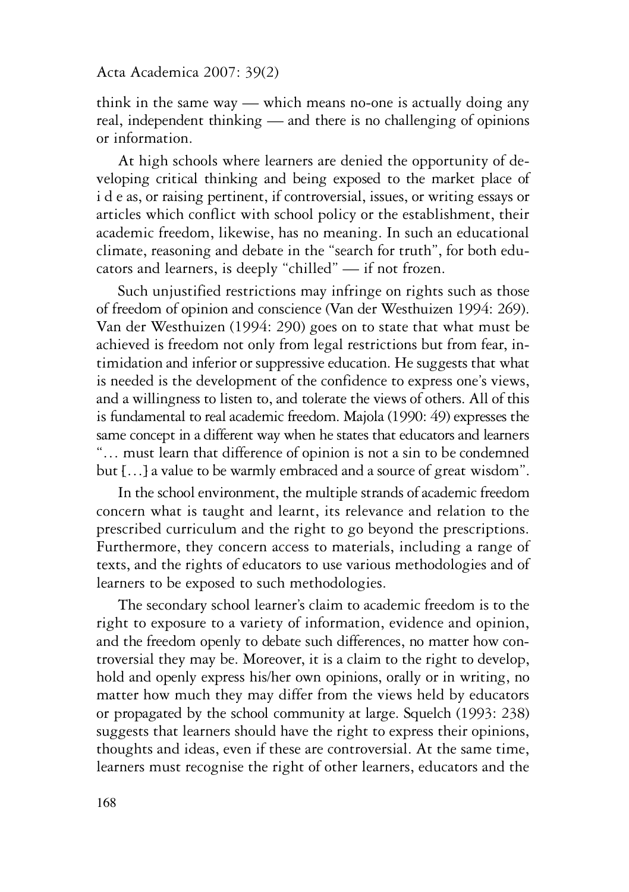think in the same way — which means no-one is actually doing any real, independent thinking — and there is no challenging of opinions or information.

At high schools where learners are denied the opportunity of developing critical thinking and being exposed to the market place of i d e as, or raising pertinent, if controversial, issues, or writing essays or articles which conflict with school policy or the establishment, their academic freedom, likewise, has no meaning. In such an educational climate, reasoning and debate in the "search for truth", for both educators and learners, is deeply "chilled" — if not frozen.

Such unjustified restrictions may infringe on rights such as those of freedom of opinion and conscience (Van der Westhuizen 1994: 269). Van der Westhuizen (1994: 290) goes on to state that what must be achieved is freedom not only from legal restrictions but from fear, intimidation and inferior or suppressive education. He suggests that what is needed is the development of the confidence to express one's views, and a willingness to listen to, and tolerate the views of others. All of this is fundamental to real academic freedom. Majola (1990: 49) expresses the same concept in a different way when he states that educators and learners "… must learn that difference of opinion is not a sin to be condemned but […] a value to be warmly embraced and a source of great wisdom".

In the school environment, the multiple strands of academic freedom concern what is taught and learnt, its relevance and relation to the prescribed curriculum and the right to go beyond the prescriptions. Furthermore, they concern access to materials, including a range of texts, and the rights of educators to use various methodologies and of learners to be exposed to such methodologies.

The secondary school learner's claim to academic freedom is to the right to exposure to a variety of information, evidence and opinion, and the freedom openly to debate such differences, no matter how controversial they may be. Moreover, it is a claim to the right to develop, hold and openly express his/her own opinions, orally or in writing, no matter how much they may differ from the views held by educators or propagated by the school community at large. Squelch (1993: 238) suggests that learners should have the right to express their opinions, thoughts and ideas, even if these are controversial. At the same time, learners must recognise the right of other learners, educators and the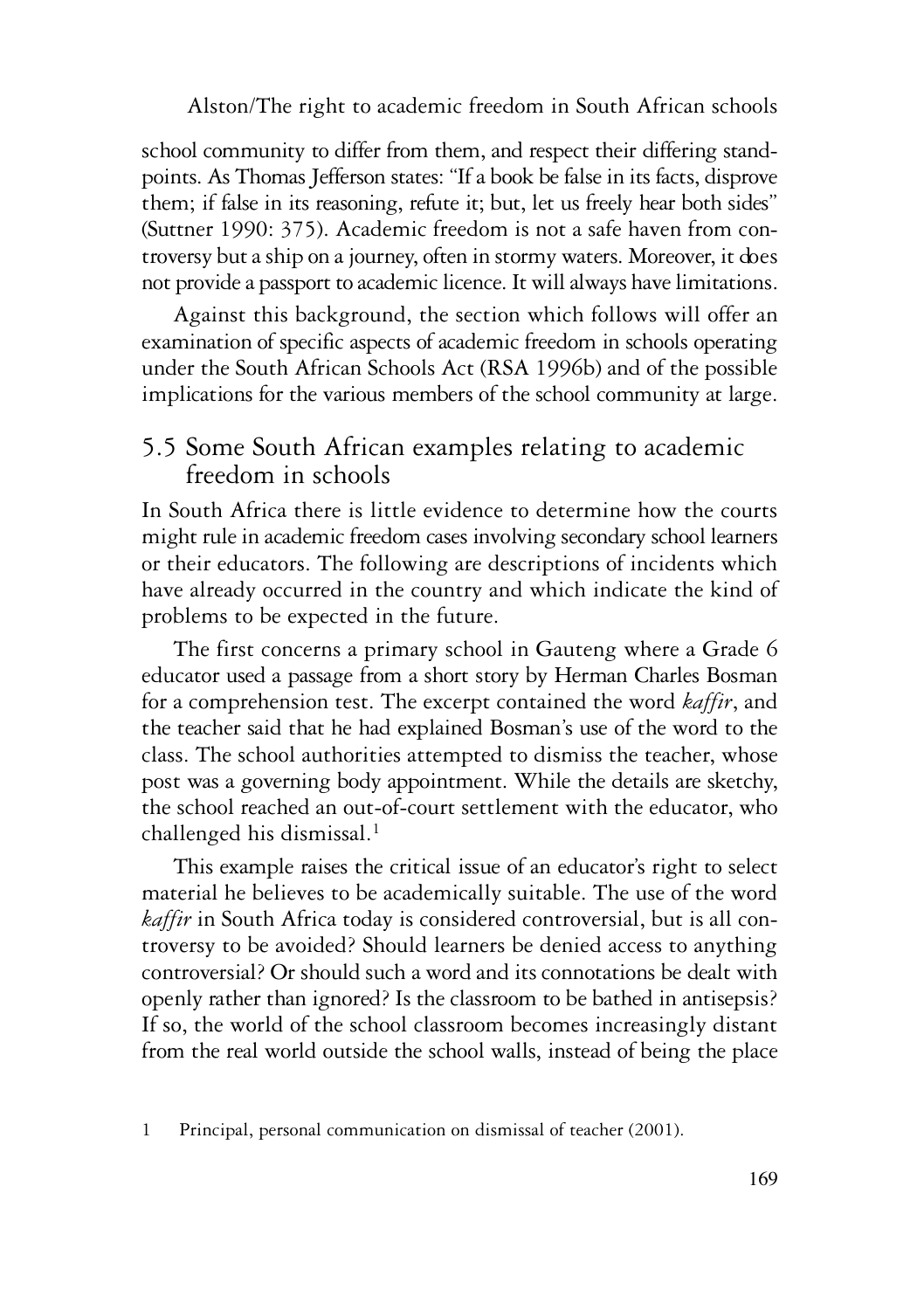school community to differ from them, and respect their differing standpoints. As Thomas Jefferson states: "If a book be false in its facts, disprove them; if false in its reasoning, refute it; but, let us freely hear both sides" (Suttner 1990: 375). Academic freedom is not a safe haven from controversy but a ship on a journey, often in stormy waters. Moreover, it does not provide a passport to academic licence. It will always have limitations.

Against this background, the section which follows will offer an examination of specific aspects of academic freedom in schools operating under the South African Schools Act (RSA 1996b) and of the possible implications for the various members of the school community at large.

## 5.5 Some South African examples relating to academic freedom in schools

In South Africa there is little evidence to determine how the courts might rule in academic freedom cases involving secondary school learners or their educators. The following are descriptions of incidents which have already occurred in the country and which indicate the kind of problems to be expected in the future.

The first concerns a primary school in Gauteng where a Grade 6 educator used a passage from a short story by Herman Charles Bosman for a comprehension test. The excerpt contained the word *kaffir*, and the teacher said that he had explained Bosman's use of the word to the class. The school authorities attempted to dismiss the teacher, whose post was a governing body appointment. While the details are sketchy, the school reached an out-of-court settlement with the educator, who challenged his dismissal.[1]

This example raises the critical issue of an educator's right to select material he believes to be academically suitable. The use of the word *kaffir* in South Africa today is considered controversial, but is all controversy to be avoided? Should learners be denied access to anything controversial? Or should such a word and its connotations be dealt with openly rather than ignored? Is the classroom to be bathed in antisepsis? If so, the world of the school classroom becomes increasingly distant from the real world outside the school walls, instead of being the place

1 Principal, personal communication on dismissal of teacher (2001).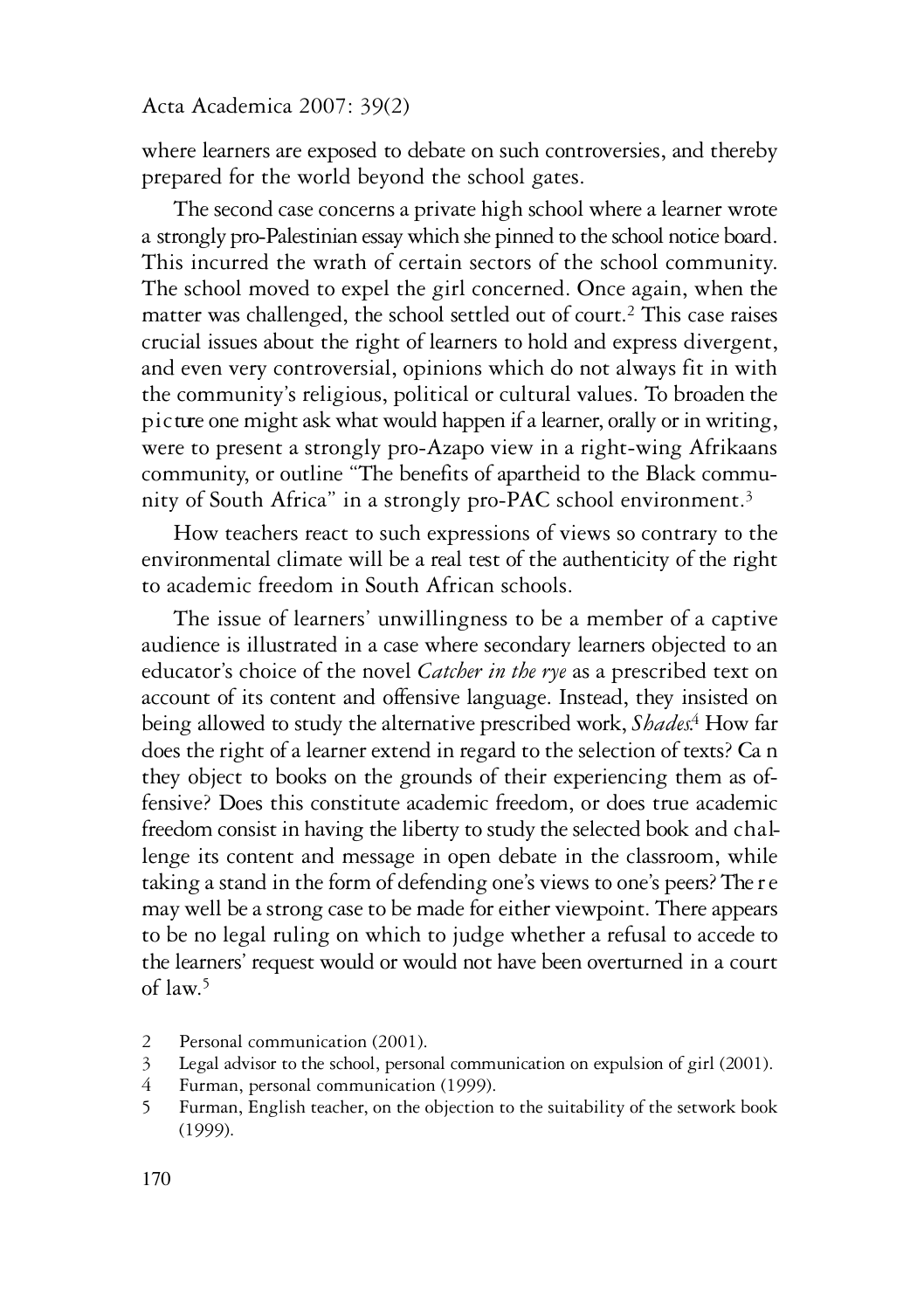where learners are exposed to debate on such controversies, and thereby prepared for the world beyond the school gates.

The second case concerns a private high school where a learner wrote a strongly pro-Palestinian essay which she pinned to the school notice board. This incurred the wrath of certain sectors of the school community. The school moved to expel the girl concerned. Once again, when the matter was challenged, the school settled out of court.[2] This case raises crucial issues about the right of learners to hold and express divergent, and even very controversial, opinions which do not always fit in with the community's religious, political or cultural values. To broaden the picture one might ask what would happen if a learner, orally or in writing, were to present a strongly pro-Azapo view in a right-wing Afrikaans community, or outline "The benefits of apartheid to the Black community of South Africa" in a strongly pro-PAC school environment.[3]

How teachers react to such expressions of views so contrary to the environmental climate will be a real test of the authenticity of the right to academic freedom in South African schools.

The issue of learners' unwillingness to be a member of a captive audience is illustrated in a case where secondary learners objected to an educator's choice of the novel *Catcher in the rye* as a prescribed text on account of its content and offensive language. Instead, they insisted on being allowed to study the alternative prescribed work, *Shades*.[4] How far does the right of a learner extend in regard to the selection of texts? Can they object to books on the grounds of their experiencing them as offensive? Does this constitute academic freedom, or does true academic freedom consist in having the liberty to study the selected book and challenge its content and message in open debate in the classroom, while taking a stand in the form of defending one's views to one's peers? There may well be a strong case to be made for either viewpoint. There appears to be no legal ruling on which to judge whether a refusal to accede to the learners' request would or would not have been overturned in a court of law.[5]

2 Personal communication (2001).

3 Legal advisor to the school, personal communication on expulsion of girl (2001).

4 Furman, personal communication (1999).

5 Furman, English teacher, on the objection to the suitability of the setwork book (1999).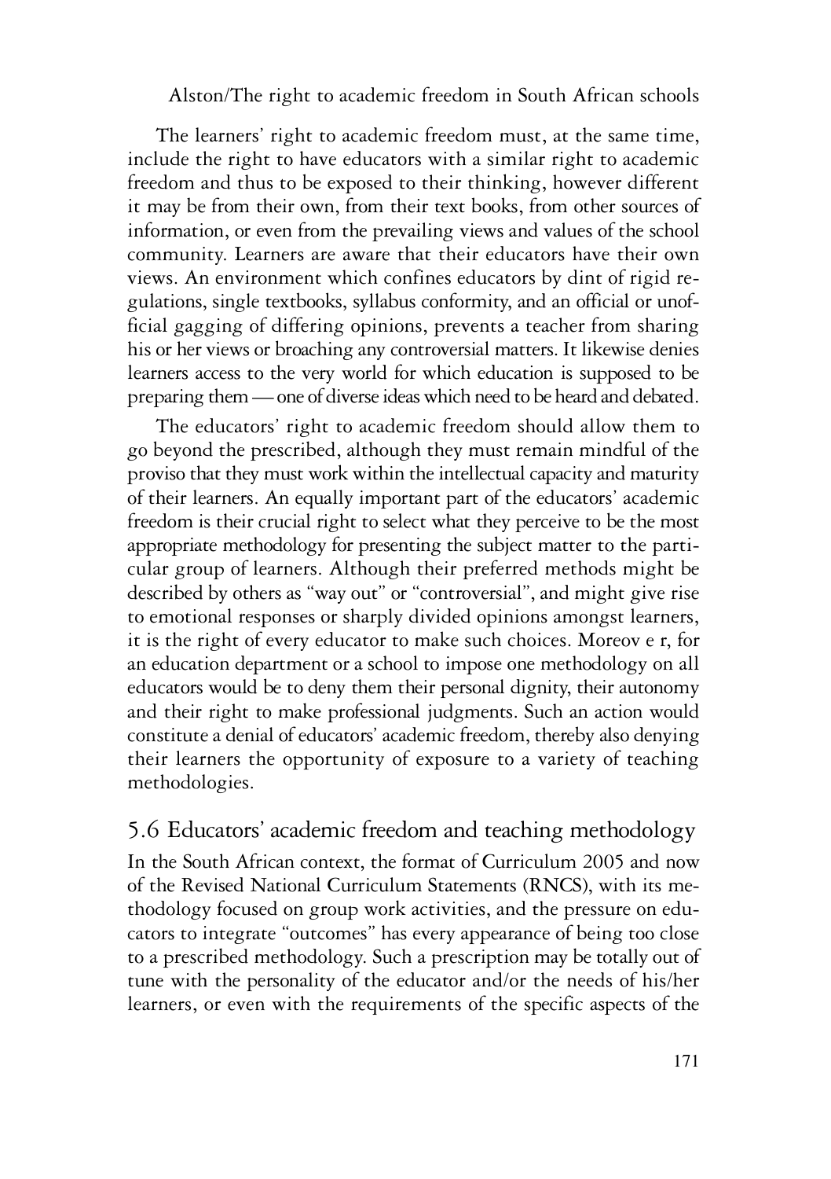The learners' right to academic freedom must, at the same time, include the right to have educators with a similar right to academic freedom and thus to be exposed to their thinking, however different it may be from their own, from their text books, from other sources of information, or even from the prevailing views and values of the school community. Learners are aware that their educators have their own views. An environment which confines educators by dint of rigid regulations, single textbooks, syllabus conformity, and an official or unofficial gagging of differing opinions, prevents a teacher from sharing his or her views or broaching any controversial matters. It likewise denies learners access to the very world for which education is supposed to be preparing them — one of diverse ideas which need to be heard and debated.

The educators' right to academic freedom should allow them to go beyond the prescribed, although they must remain mindful of the proviso that they must work within the intellectual capacity and maturity of their learners. An equally important part of the educators' academic freedom is their crucial right to select what they perceive to be the most appropriate methodology for presenting the subject matter to the particular group of learners. Although their preferred methods might be described by others as "way out" or "controversial", and might give rise to emotional responses or sharply divided opinions amongst learners, it is the right of every educator to make such choices. Moreover, for an education department or a school to impose one methodology on all educators would be to deny them their personal dignity, their autonomy and their right to make professional judgments. Such an action would constitute a denial of educators' academic freedom, thereby also denying their learners the opportunity of exposure to a variety of teaching methodologies.

## 5.6 Educators' academic freedom and teaching methodology

In the South African context, the format of Curriculum 2005 and now of the Revised National Curriculum Statements (RNCS), with its methodology focused on group work activities, and the pressure on educators to integrate "outcomes" has every appearance of being too close to a prescribed methodology. Such a prescription may be totally out of tune with the personality of the educator and/or the needs of his/her learners, or even with the requirements of the specific aspects of the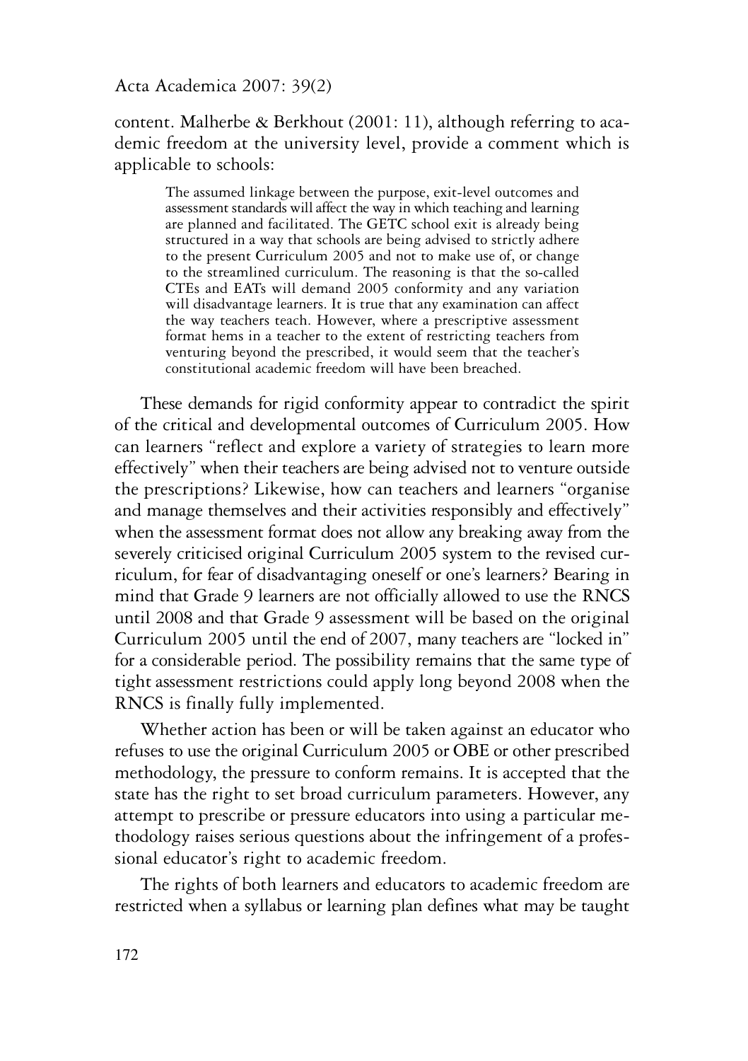content. Malherbe & Berkhout (2001: 11), although referring to academic freedom at the university level, provide a comment which is applicable to schools:

> The assumed linkage between the purpose, exit-level outcomes and assessment standards will affect the way in which teaching and learning are planned and facilitated. The GETC school exit is already being structured in a way that schools are being advised to strictly adhere to the present Curriculum 2005 and not to make use of, or change to the streamlined curriculum. The reasoning is that the so-called CTEs and EATs will demand 2005 conformity and any variation will disadvantage learners. It is true that any examination can affect the way teachers teach. However, where a prescriptive assessment format hems in a teacher to the extent of restricting teachers from venturing beyond the prescribed, it would seem that the teacher's constitutional academic freedom will have been breached.

These demands for rigid conformity appear to contradict the spirit of the critical and developmental outcomes of Curriculum 2005. How can learners "reflect and explore a variety of strategies to learn more effectively" when their teachers are being advised not to venture outside the prescriptions? Likewise, how can teachers and learners "organise and manage themselves and their activities responsibly and effectively" when the assessment format does not allow any breaking away from the severely criticised original Curriculum 2005 system to the revised curriculum, for fear of disadvantaging oneself or one's learners? Bearing in mind that Grade 9 learners are not officially allowed to use the RNCS until 2008 and that Grade 9 assessment will be based on the original Curriculum 2005 until the end of 2007, many teachers are "locked in" for a considerable period. The possibility remains that the same type of tight assessment restrictions could apply long beyond 2008 when the RNCS is finally fully implemented.

Whether action has been or will be taken against an educator who refuses to use the original Curriculum 2005 or OBE or other prescribed methodology, the pressure to conform remains. It is accepted that the state has the right to set broad curriculum parameters. However, any attempt to prescribe or pressure educators into using a particular methodology raises serious questions about the infringement of a professional educator's right to academic freedom.

The rights of both learners and educators to academic freedom are restricted when a syllabus or learning plan defines what may be taught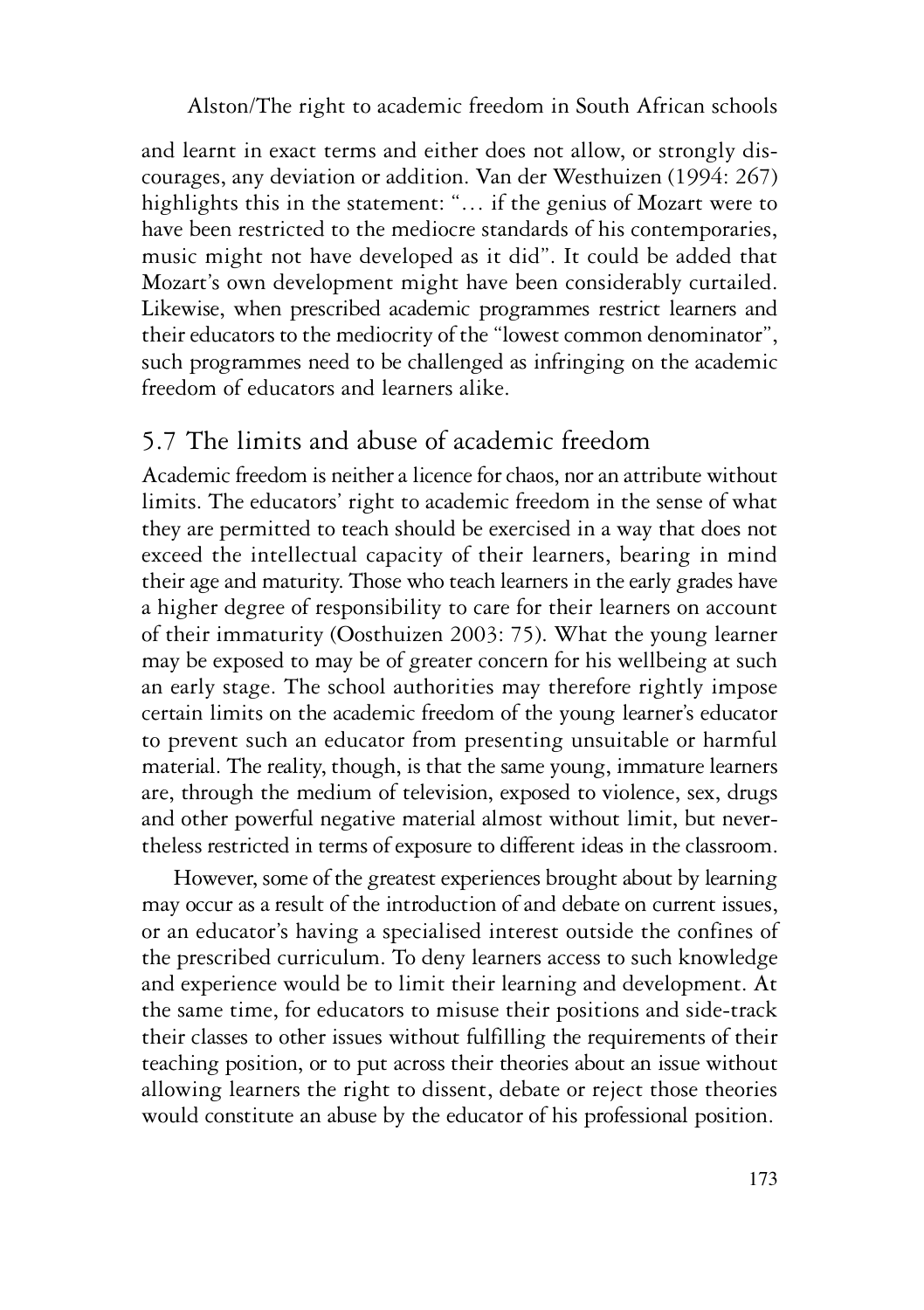and learnt in exact terms and either does not allow, or strongly discourages, any deviation or addition. Van der Westhuizen (1994: 267) highlights this in the statement: "… if the genius of Mozart were to have been restricted to the mediocre standards of his contemporaries, music might not have developed as it did". It could be added that Mozart's own development might have been considerably curtailed. Likewise, when prescribed academic programmes restrict learners and their educators to the mediocrity of the "lowest common denominator", such programmes need to be challenged as infringing on the academic freedom of educators and learners alike.

## 5.7 The limits and abuse of academic freedom

Academic freedom is neither a licence for chaos, nor an attribute without limits. The educators' right to academic freedom in the sense of what they are permitted to teach should be exercised in a way that does not exceed the intellectual capacity of their learners, bearing in mind their age and maturity. Those who teach learners in the early grades have a higher degree of responsibility to care for their learners on account of their immaturity (Oosthuizen 2003: 75). What the young learner may be exposed to may be of greater concern for his wellbeing at such an early stage. The school authorities may therefore rightly impose certain limits on the academic freedom of the young learner's educator to prevent such an educator from presenting unsuitable or harmful material. The reality, though, is that the same young, immature learners are, through the medium of television, exposed to violence, sex, drugs and other powerful negative material almost without limit, but nevertheless restricted in terms of exposure to different ideas in the classroom.

However, some of the greatest experiences brought about by learning may occur as a result of the introduction of and debate on current issues, or an educator's having a specialised interest outside the confines of the prescribed curriculum. To deny learners access to such knowledge and experience would be to limit their learning and development. At the same time, for educators to misuse their positions and side-track their classes to other issues without fulfilling the requirements of their teaching position, or to put across their theories about an issue without allowing learners the right to dissent, debate or reject those theories would constitute an abuse by the educator of his professional position.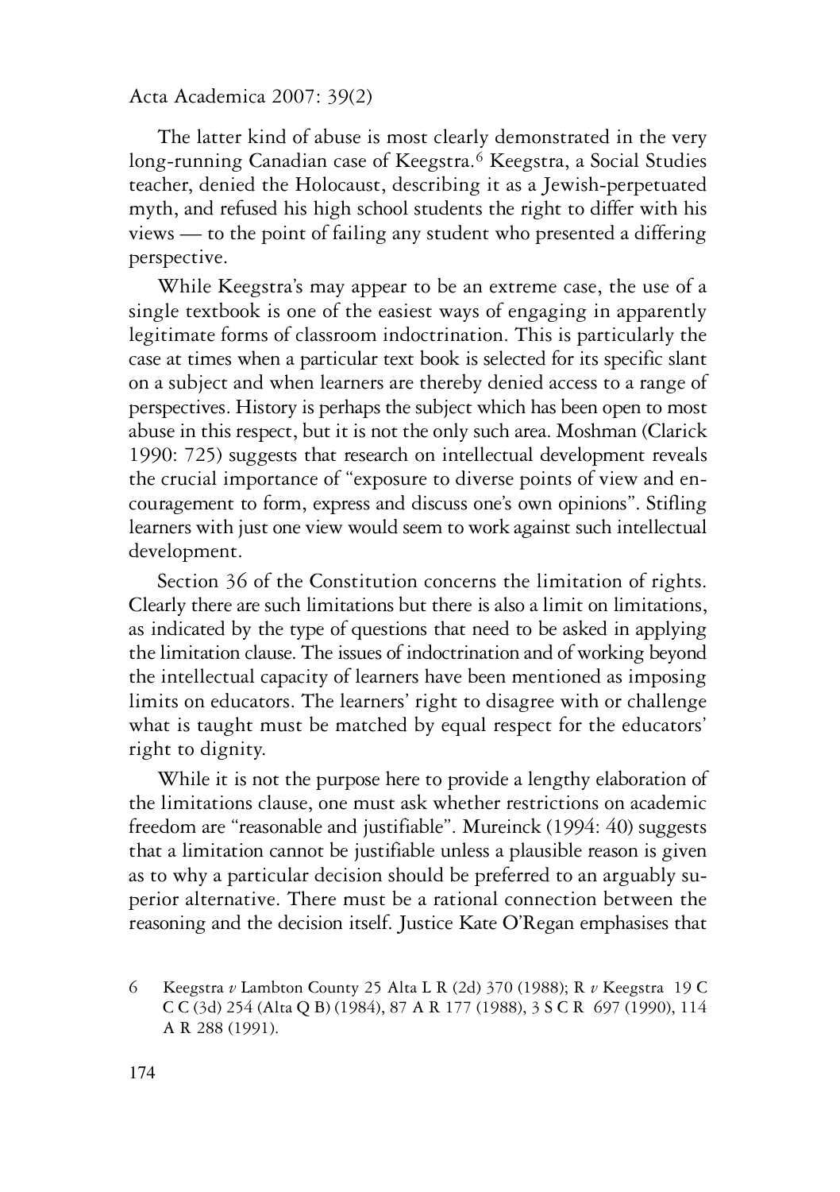The latter kind of abuse is most clearly demonstrated in the very long-running Canadian case of Keegstra.[6] Keegstra, a Social Studies teacher, denied the Holocaust, describing it as a Jewish-perpetuated myth, and refused his high school students the right to differ with his views — to the point of failing any student who presented a differing perspective.

While Keegstra's may appear to be an extreme case, the use of a single textbook is one of the easiest ways of engaging in apparently legitimate forms of classroom indoctrination. This is particularly the case at times when a particular text book is selected for its specific slant on a subject and when learners are thereby denied access to a range of perspectives. History is perhaps the subject which has been open to most abuse in this respect, but it is not the only such area. Moshman (Clarick 1990: 725) suggests that research on intellectual development reveals the crucial importance of "exposure to diverse points of view and encouragement to form, express and discuss one's own opinions". Stifling learners with just one view would seem to work against such intellectual development.

Section 36 of the Constitution concerns the limitation of rights. Clearly there are such limitations but there is also a limit on limitations, as indicated by the type of questions that need to be asked in applying the limitation clause. The issues of indoctrination and of working beyond the intellectual capacity of learners have been mentioned as imposing limits on educators. The learners' right to disagree with or challenge what is taught must be matched by equal respect for the educators' right to dignity.

While it is not the purpose here to provide a lengthy elaboration of the limitations clause, one must ask whether restrictions on academic freedom are "reasonable and justifiable". Mureinck (1994: 40) suggests that a limitation cannot be justifiable unless a plausible reason is given as to why a particular decision should be preferred to an arguably superior alternative. There must be a rational connection between the reasoning and the decision itself. Justice Kate O'Regan emphasises that

6 Keegstra *v* Lambton County 25 Alta L R (2d) 370 (1988); R *v* Keegstra 19 C C C (3d) 254 (Alta Q B) (1984), 87 A R 177 (1988), 3 S C R 697 (1990), 114 A R 288 (1991).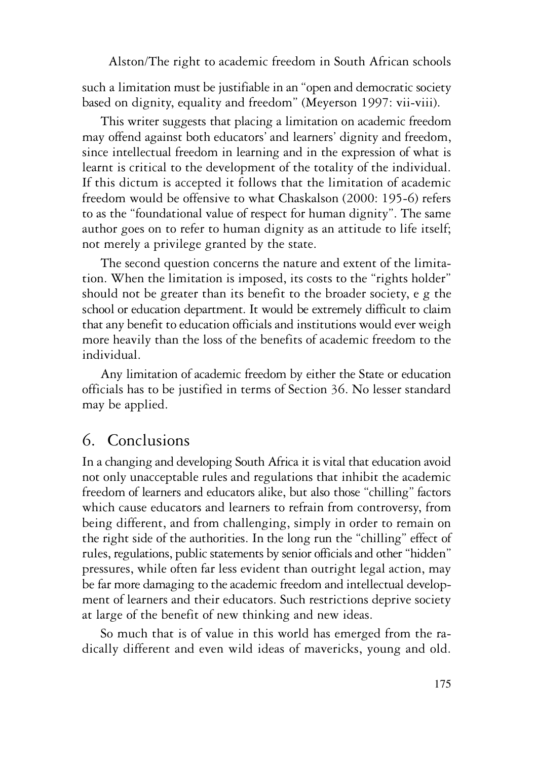such a limitation must be justifiable in an "open and democratic society based on dignity, equality and freedom" (Meyerson 1997: vii-viii).

This writer suggests that placing a limitation on academic freedom may offend against both educators' and learners' dignity and freedom, since intellectual freedom in learning and in the expression of what is learnt is critical to the development of the totality of the individual. If this dictum is accepted it follows that the limitation of academic freedom would be offensive to what Chaskalson (2000: 195-6) refers to as the "foundational value of respect for human dignity". The same author goes on to refer to human dignity as an attitude to life itself; not merely a privilege granted by the state.

The second question concerns the nature and extent of the limitation. When the limitation is imposed, its costs to the "rights holder" should not be greater than its benefit to the broader society, e g the school or education department. It would be extremely difficult to claim that any benefit to education officials and institutions would ever weigh more heavily than the loss of the benefits of academic freedom to the individual.

Any limitation of academic freedom by either the State or education officials has to be justified in terms of Section 36. No lesser standard may be applied.

## 6. Conclusions

In a changing and developing South Africa it is vital that education avoid not only unacceptable rules and regulations that inhibit the academic freedom of learners and educators alike, but also those "chilling" factors which cause educators and learners to refrain from controversy, from being different, and from challenging, simply in order to remain on the right side of the authorities. In the long run the "chilling" effect of rules, regulations, public statements by senior officials and other "hidden" pressures, while often far less evident than outright legal action, may be far more damaging to the academic freedom and intellectual development of learners and their educators. Such restrictions deprive society at large of the benefit of new thinking and new ideas.

So much that is of value in this world has emerged from the radically different and even wild ideas of mavericks, young and old.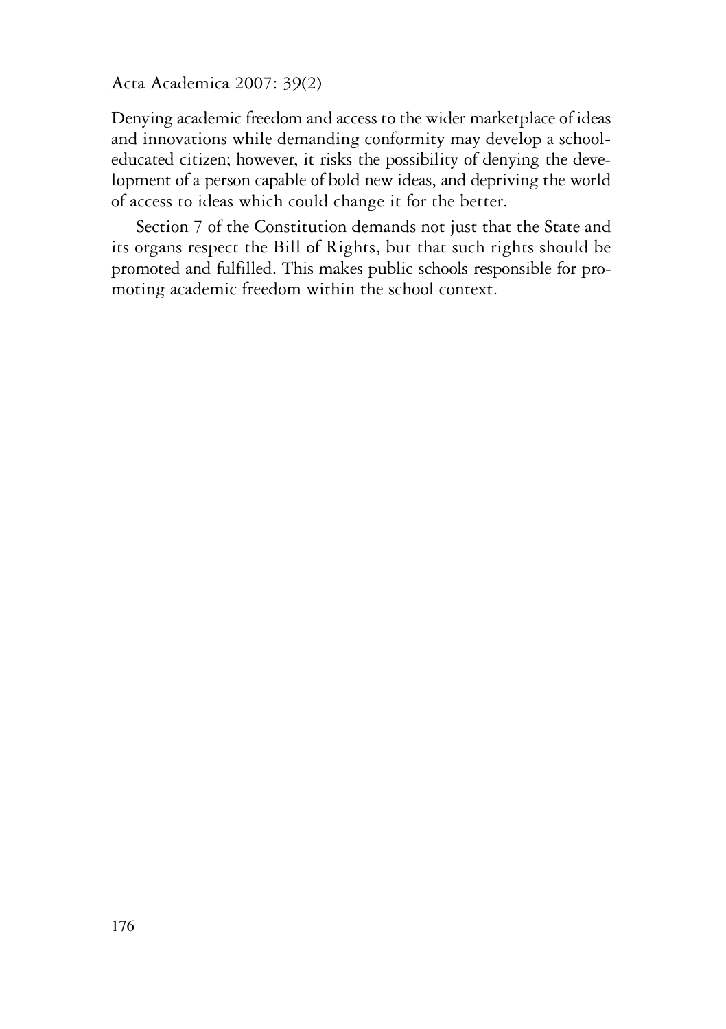Denying academic freedom and access to the wider marketplace of ideas and innovations while demanding conformity may develop a school-educated citizen; however, it risks the possibility of denying the development of a person capable of bold new ideas, and depriving the world of access to ideas which could change it for the better.

Section 7 of the Constitution demands not just that the State and its organs respect the Bill of Rights, but that such rights should be promoted and fulfilled. This makes public schools responsible for promoting academic freedom within the school context.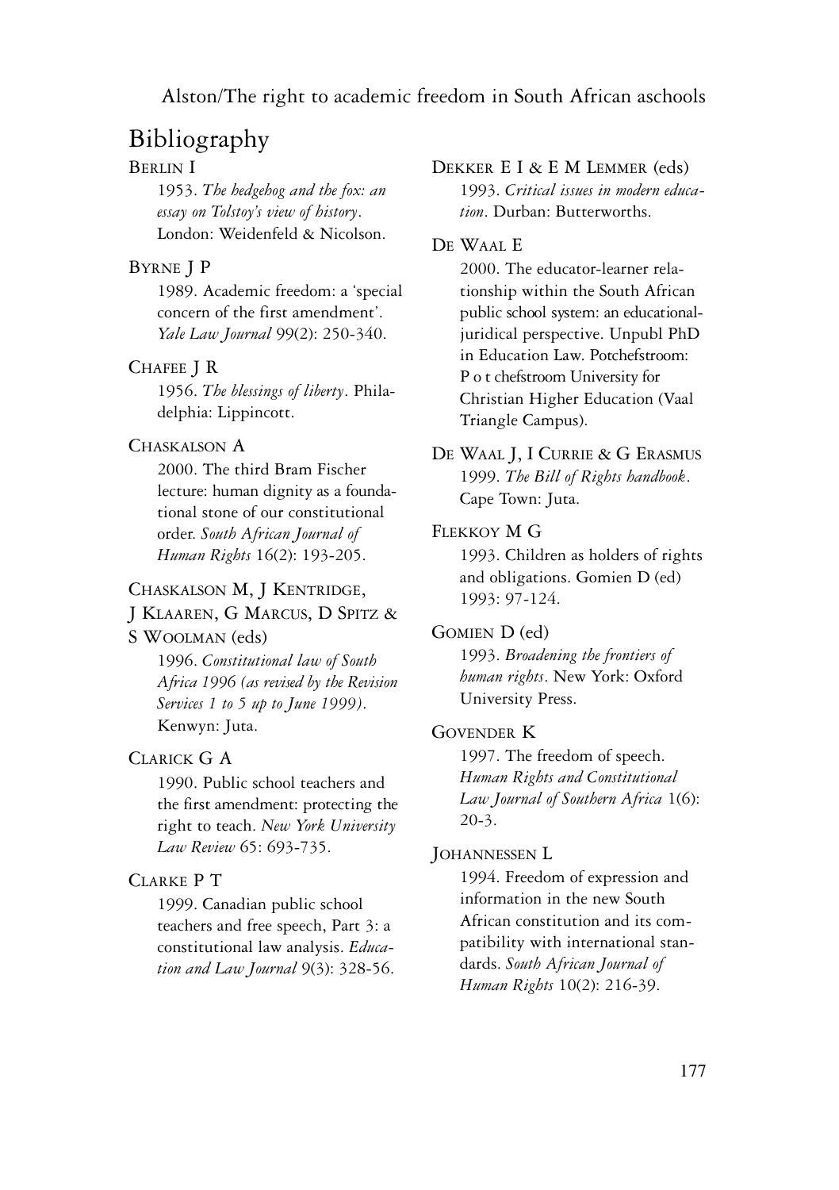# Bibliography

BERLIN I
1953. *The hedgehog and the fox: an essay on Tolstoy's view of history*. London: Weidenfeld & Nicolson.

BYRNE J P
1989. Academic freedom: a 'special concern of the first amendment'. *Yale Law Journal* 99(2): 250-340.

CHAFEE J R
1956. *The blessings of liberty*. Philadelphia: Lippincott.

CHASKALSON A
2000. The third Bram Fischer lecture: human dignity as a foundational stone of our constitutional order. *South African Journal of Human Rights* 16(2): 193-205.

CHASKALSON M, J KENTRIDGE, J KLAAREN, G MARCUS, D SPITZ & S WOOLMAN (eds)
1996. *Constitutional law of South Africa 1996 (as revised by the Revision Services 1 to 5 up to June 1999)*. Kenwyn: Juta.

CLARICK G A
1990. Public school teachers and the first amendment: protecting the right to teach. *New York University Law Review* 65: 693-735.

CLARKE P T
1999. Canadian public school teachers and free speech, Part 3: a constitutional law analysis. *Education and Law Journal* 9(3): 328-56.

DEKKER E I & E M LEMMER (eds)
1993. *Critical issues in modern education*. Durban: Butterworths.

DE WAAL E
2000. The educator-learner relationship within the South African public school system: an educational-juridical perspective. Unpubl PhD in Education Law. Potchefstroom: Potchefstroom University for Christian Higher Education (Vaal Triangle Campus).

DE WAAL J, I CURRIE & G ERASMUS
1999. *The Bill of Rights handbook*. Cape Town: Juta.

FLEKKOY M G
1993. Children as holders of rights and obligations. Gomien D (ed) 1993: 97-124.

GOMIEN D (ed)
1993. *Broadening the frontiers of human rights*. New York: Oxford University Press.

GOVENDER K
1997. The freedom of speech. *Human Rights and Constitutional Law Journal of Southern Africa* 1(6): 20-3.

JOHANNESSEN L
1994. Freedom of expression and information in the new South African constitution and its compatibility with international standards. *South African Journal of Human Rights* 10(2): 216-39.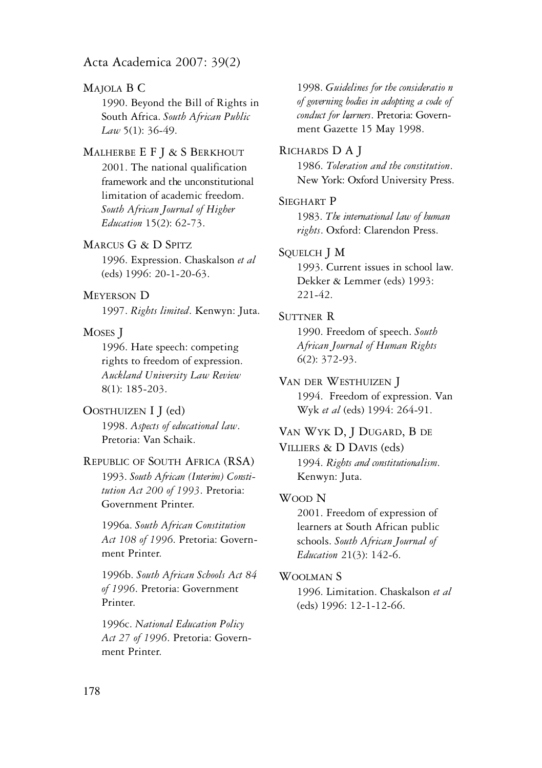MAJOLA B C

1990. Beyond the Bill of Rights in South Africa. *South African Public Law* 5(1): 36-49.

MALHERBE E F J & S BERKHOUT

2001. The national qualification framework and the unconstitutional limitation of academic freedom. *South African Journal of Higher Education* 15(2): 62-73.

MARCUS G & D SPITZ

1996. Expression. Chaskalson *et al* (eds) 1996: 20-1-20-63.

MEYERSON D

1997. *Rights limited*. Kenwyn: Juta.

MOSES J

1996. Hate speech: competing rights to freedom of expression. *Auckland University Law Review* 8(1): 185-203.

OOSTHUIZEN I J (ed)

1998. *Aspects of educational law*. Pretoria: Van Schaik.

REPUBLIC OF SOUTH AFRICA (RSA)

1993. *South African (Interim) Constitution Act 200 of 1993*. Pretoria: Government Printer.

1996a. *South African Constitution Act 108 of 1996*. Pretoria: Government Printer.

1996b. *South African Schools Act 84 of 1996*. Pretoria: Government Printer.

1996c. *National Education Policy Act 27 of 1996*. Pretoria: Government Printer.

1998. *Guidelines for the consideratio n of governing bodies in adopting a code of conduct for learners*. Pretoria: Government Gazette 15 May 1998.

RICHARDS D A J

1986. *Toleration and the constitution*. New York: Oxford University Press.

SIEGHART P

1983. *The international law of human rights*. Oxford: Clarendon Press.

SQUELCH J M

1993. Current issues in school law. Dekker & Lemmer (eds) 1993: 221-42.

SUTTNER R

1990. Freedom of speech. *South African Journal of Human Rights* 6(2): 372-93.

VAN DER WESTHUIZEN J

1994. Freedom of expression. Van Wyk *et al* (eds) 1994: 264-91.

VAN WYK D, J DUGARD, B DE VILLIERS & D DAVIS (eds)

1994. *Rights and constitutionalism*. Kenwyn: Juta.

WOOD N

2001. Freedom of expression of learners at South African public schools. *South African Journal of Education* 21(3): 142-6.

WOOLMAN S

1996. Limitation. Chaskalson *et al* (eds) 1996: 12-1-12-66.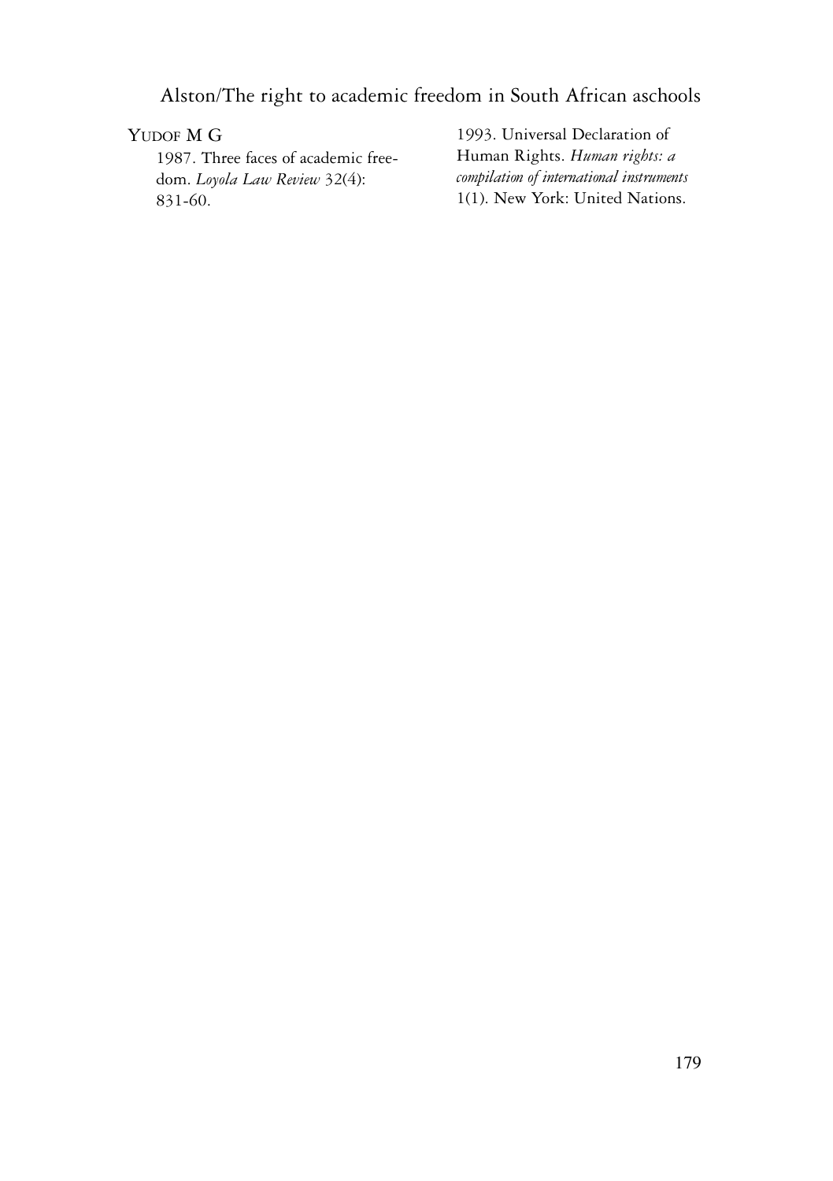YUDOF M G

1987. Three faces of academic freedom. *Loyola Law Review* 32(4): 831-60.

1993. Universal Declaration of Human Rights. *Human rights: a compilation of international instruments* 1(1). New York: United Nations.